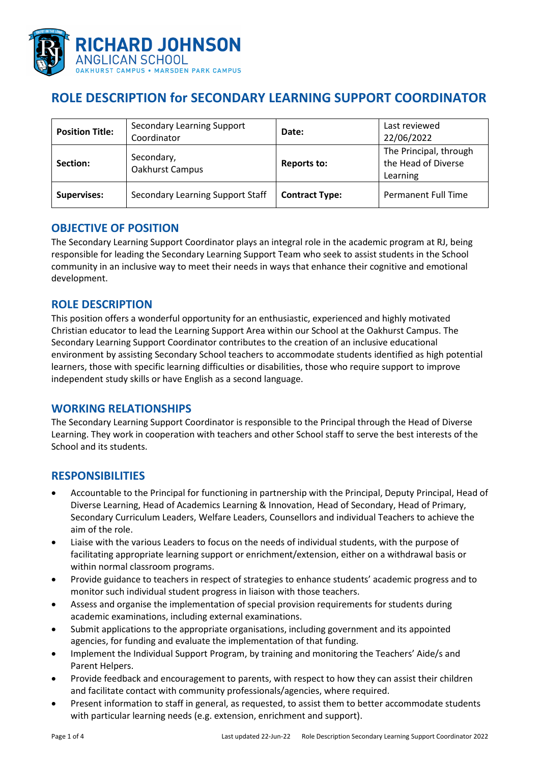# ROLE DESCRIPTION for SECONDARY LEARNING SUPPORT COORDINATOR

| **Position Title:** | Secondary Learning Support Coordinator | **Date:** | Last reviewed 22/06/2022 |
|---|---|---|---|
| **Section:** | Secondary, Oakhurst Campus | **Reports to:** | The Principal, through the Head of Diverse Learning |
| **Supervises:** | Secondary Learning Support Staff | **Contract Type:** | Permanent Full Time |

## OBJECTIVE OF POSITION

The Secondary Learning Support Coordinator plays an integral role in the academic program at RJ, being responsible for leading the Secondary Learning Support Team who seek to assist students in the School community in an inclusive way to meet their needs in ways that enhance their cognitive and emotional development.

## ROLE DESCRIPTION

This position offers a wonderful opportunity for an enthusiastic, experienced and highly motivated Christian educator to lead the Learning Support Area within our School at the Oakhurst Campus. The Secondary Learning Support Coordinator contributes to the creation of an inclusive educational environment by assisting Secondary School teachers to accommodate students identified as high potential learners, those with specific learning difficulties or disabilities, those who require support to improve independent study skills or have English as a second language.

## WORKING RELATIONSHIPS

The Secondary Learning Support Coordinator is responsible to the Principal through the Head of Diverse Learning. They work in cooperation with teachers and other School staff to serve the best interests of the School and its students.

## RESPONSIBILITIES

- Accountable to the Principal for functioning in partnership with the Principal, Deputy Principal, Head of Diverse Learning, Head of Academics Learning & Innovation, Head of Secondary, Head of Primary, Secondary Curriculum Leaders, Welfare Leaders, Counsellors and individual Teachers to achieve the aim of the role.
- Liaise with the various Leaders to focus on the needs of individual students, with the purpose of facilitating appropriate learning support or enrichment/extension, either on a withdrawal basis or within normal classroom programs.
- Provide guidance to teachers in respect of strategies to enhance students' academic progress and to monitor such individual student progress in liaison with those teachers.
- Assess and organise the implementation of special provision requirements for students during academic examinations, including external examinations.
- Submit applications to the appropriate organisations, including government and its appointed agencies, for funding and evaluate the implementation of that funding.
- Implement the Individual Support Program, by training and monitoring the Teachers' Aide/s and Parent Helpers.
- Provide feedback and encouragement to parents, with respect to how they can assist their children and facilitate contact with community professionals/agencies, where required.
- Present information to staff in general, as requested, to assist them to better accommodate students with particular learning needs (e.g. extension, enrichment and support).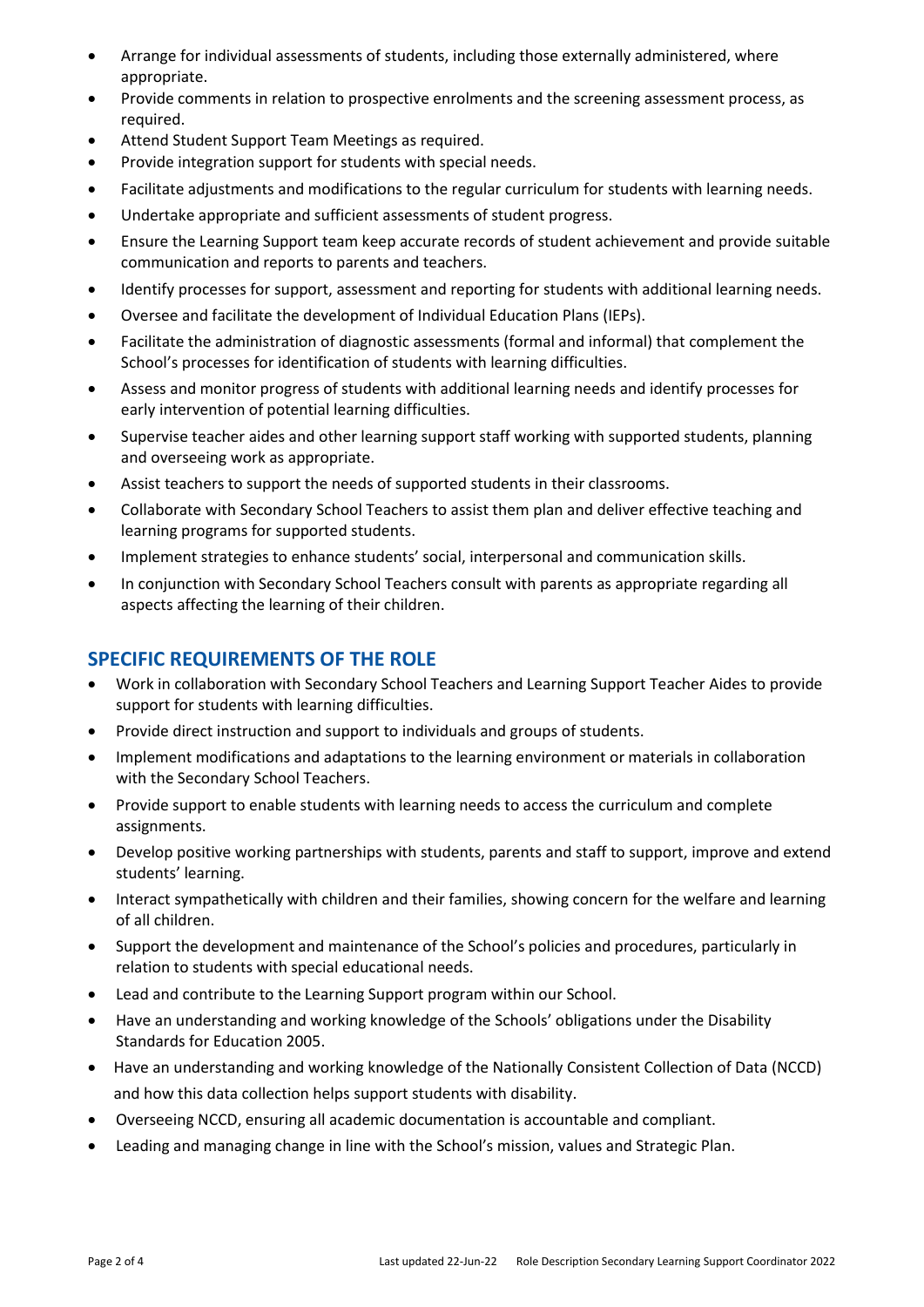- Arrange for individual assessments of students, including those externally administered, where appropriate.
- Provide comments in relation to prospective enrolments and the screening assessment process, as required.
- Attend Student Support Team Meetings as required.
- Provide integration support for students with special needs.
- Facilitate adjustments and modifications to the regular curriculum for students with learning needs.
- Undertake appropriate and sufficient assessments of student progress.
- Ensure the Learning Support team keep accurate records of student achievement and provide suitable communication and reports to parents and teachers.
- Identify processes for support, assessment and reporting for students with additional learning needs.
- Oversee and facilitate the development of Individual Education Plans (IEPs).
- Facilitate the administration of diagnostic assessments (formal and informal) that complement the School's processes for identification of students with learning difficulties.
- Assess and monitor progress of students with additional learning needs and identify processes for early intervention of potential learning difficulties.
- Supervise teacher aides and other learning support staff working with supported students, planning and overseeing work as appropriate.
- Assist teachers to support the needs of supported students in their classrooms.
- Collaborate with Secondary School Teachers to assist them plan and deliver effective teaching and learning programs for supported students.
- Implement strategies to enhance students' social, interpersonal and communication skills.
- In conjunction with Secondary School Teachers consult with parents as appropriate regarding all aspects affecting the learning of their children.

## SPECIFIC REQUIREMENTS OF THE ROLE

- Work in collaboration with Secondary School Teachers and Learning Support Teacher Aides to provide support for students with learning difficulties.
- Provide direct instruction and support to individuals and groups of students.
- Implement modifications and adaptations to the learning environment or materials in collaboration with the Secondary School Teachers.
- Provide support to enable students with learning needs to access the curriculum and complete assignments.
- Develop positive working partnerships with students, parents and staff to support, improve and extend students' learning.
- Interact sympathetically with children and their families, showing concern for the welfare and learning of all children.
- Support the development and maintenance of the School's policies and procedures, particularly in relation to students with special educational needs.
- Lead and contribute to the Learning Support program within our School.
- Have an understanding and working knowledge of the Schools' obligations under the Disability Standards for Education 2005.
- Have an understanding and working knowledge of the Nationally Consistent Collection of Data (NCCD) and how this data collection helps support students with disability.
- Overseeing NCCD, ensuring all academic documentation is accountable and compliant.
- Leading and managing change in line with the School's mission, values and Strategic Plan.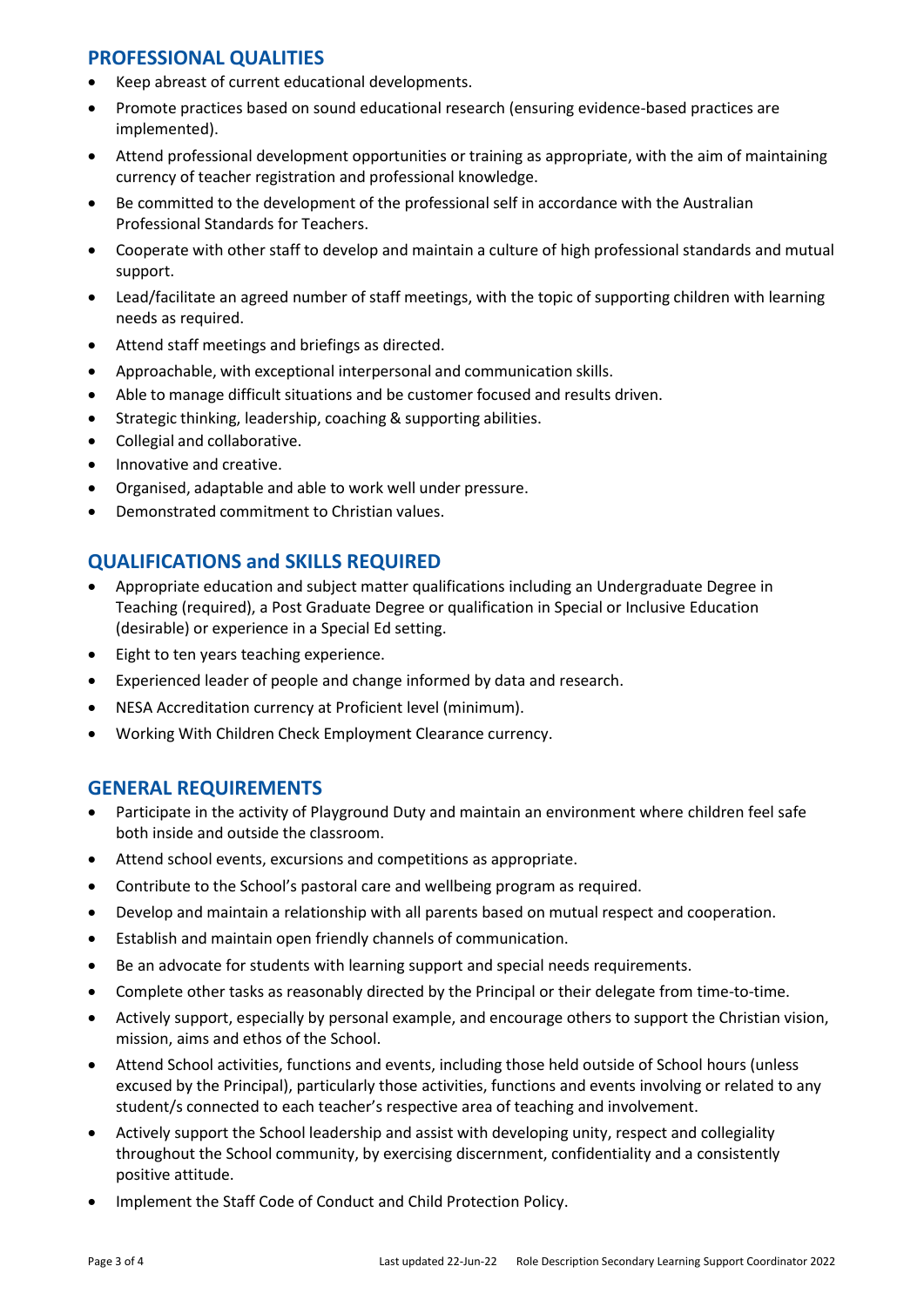## PROFESSIONAL QUALITIES

- Keep abreast of current educational developments.
- Promote practices based on sound educational research (ensuring evidence-based practices are implemented).
- Attend professional development opportunities or training as appropriate, with the aim of maintaining currency of teacher registration and professional knowledge.
- Be committed to the development of the professional self in accordance with the Australian Professional Standards for Teachers.
- Cooperate with other staff to develop and maintain a culture of high professional standards and mutual support.
- Lead/facilitate an agreed number of staff meetings, with the topic of supporting children with learning needs as required.
- Attend staff meetings and briefings as directed.
- Approachable, with exceptional interpersonal and communication skills.
- Able to manage difficult situations and be customer focused and results driven.
- Strategic thinking, leadership, coaching & supporting abilities.
- Collegial and collaborative.
- Innovative and creative.
- Organised, adaptable and able to work well under pressure.
- Demonstrated commitment to Christian values.

## QUALIFICATIONS and SKILLS REQUIRED

- Appropriate education and subject matter qualifications including an Undergraduate Degree in Teaching (required), a Post Graduate Degree or qualification in Special or Inclusive Education (desirable) or experience in a Special Ed setting.
- Eight to ten years teaching experience.
- Experienced leader of people and change informed by data and research.
- NESA Accreditation currency at Proficient level (minimum).
- Working With Children Check Employment Clearance currency.

## GENERAL REQUIREMENTS

- Participate in the activity of Playground Duty and maintain an environment where children feel safe both inside and outside the classroom.
- Attend school events, excursions and competitions as appropriate.
- Contribute to the School's pastoral care and wellbeing program as required.
- Develop and maintain a relationship with all parents based on mutual respect and cooperation.
- Establish and maintain open friendly channels of communication.
- Be an advocate for students with learning support and special needs requirements.
- Complete other tasks as reasonably directed by the Principal or their delegate from time-to-time.
- Actively support, especially by personal example, and encourage others to support the Christian vision, mission, aims and ethos of the School.
- Attend School activities, functions and events, including those held outside of School hours (unless excused by the Principal), particularly those activities, functions and events involving or related to any student/s connected to each teacher's respective area of teaching and involvement.
- Actively support the School leadership and assist with developing unity, respect and collegiality throughout the School community, by exercising discernment, confidentiality and a consistently positive attitude.
- Implement the Staff Code of Conduct and Child Protection Policy.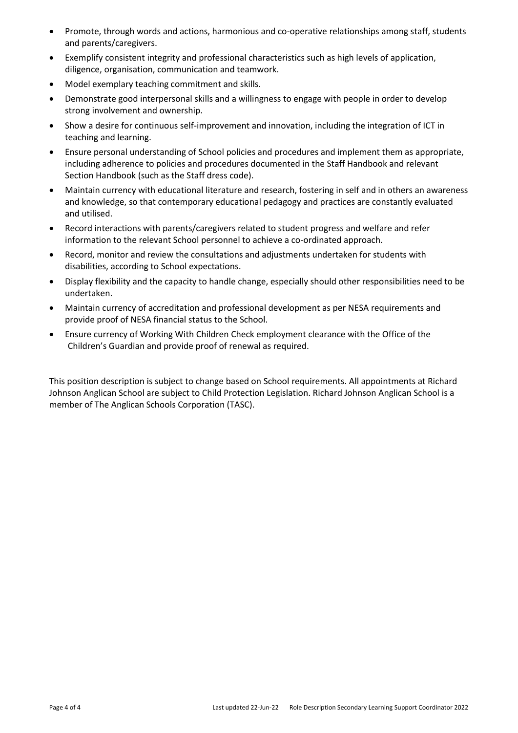- Promote, through words and actions, harmonious and co-operative relationships among staff, students and parents/caregivers.
- Exemplify consistent integrity and professional characteristics such as high levels of application, diligence, organisation, communication and teamwork.
- Model exemplary teaching commitment and skills.
- Demonstrate good interpersonal skills and a willingness to engage with people in order to develop strong involvement and ownership.
- Show a desire for continuous self-improvement and innovation, including the integration of ICT in teaching and learning.
- Ensure personal understanding of School policies and procedures and implement them as appropriate, including adherence to policies and procedures documented in the Staff Handbook and relevant Section Handbook (such as the Staff dress code).
- Maintain currency with educational literature and research, fostering in self and in others an awareness and knowledge, so that contemporary educational pedagogy and practices are constantly evaluated and utilised.
- Record interactions with parents/caregivers related to student progress and welfare and refer information to the relevant School personnel to achieve a co-ordinated approach.
- Record, monitor and review the consultations and adjustments undertaken for students with disabilities, according to School expectations.
- Display flexibility and the capacity to handle change, especially should other responsibilities need to be undertaken.
- Maintain currency of accreditation and professional development as per NESA requirements and provide proof of NESA financial status to the School.
- Ensure currency of Working With Children Check employment clearance with the Office of the Children's Guardian and provide proof of renewal as required.

This position description is subject to change based on School requirements. All appointments at Richard Johnson Anglican School are subject to Child Protection Legislation. Richard Johnson Anglican School is a member of The Anglican Schools Corporation (TASC).